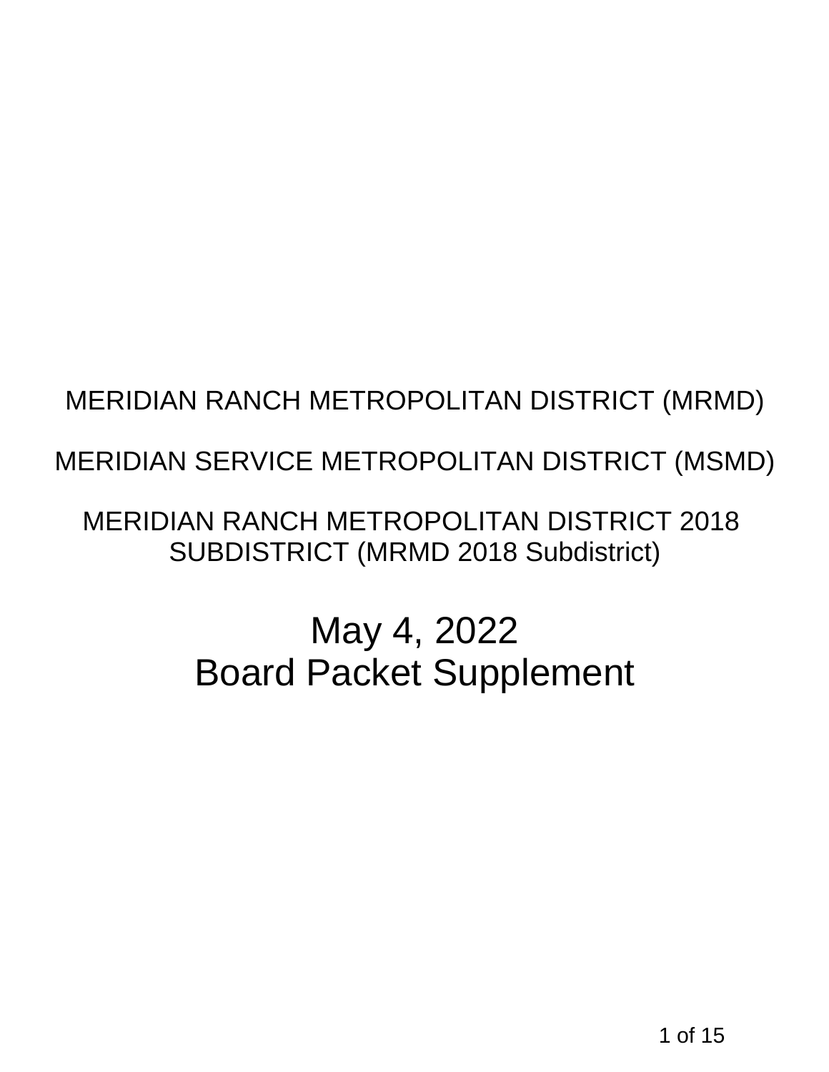MERIDIAN RANCH METROPOLITAN DISTRICT (MRMD)

MERIDIAN SERVICE METROPOLITAN DISTRICT (MSMD)

MERIDIAN RANCH METROPOLITAN DISTRICT 2018 SUBDISTRICT (MRMD 2018 Subdistrict)

# May 4, 2022
# Board Packet Supplement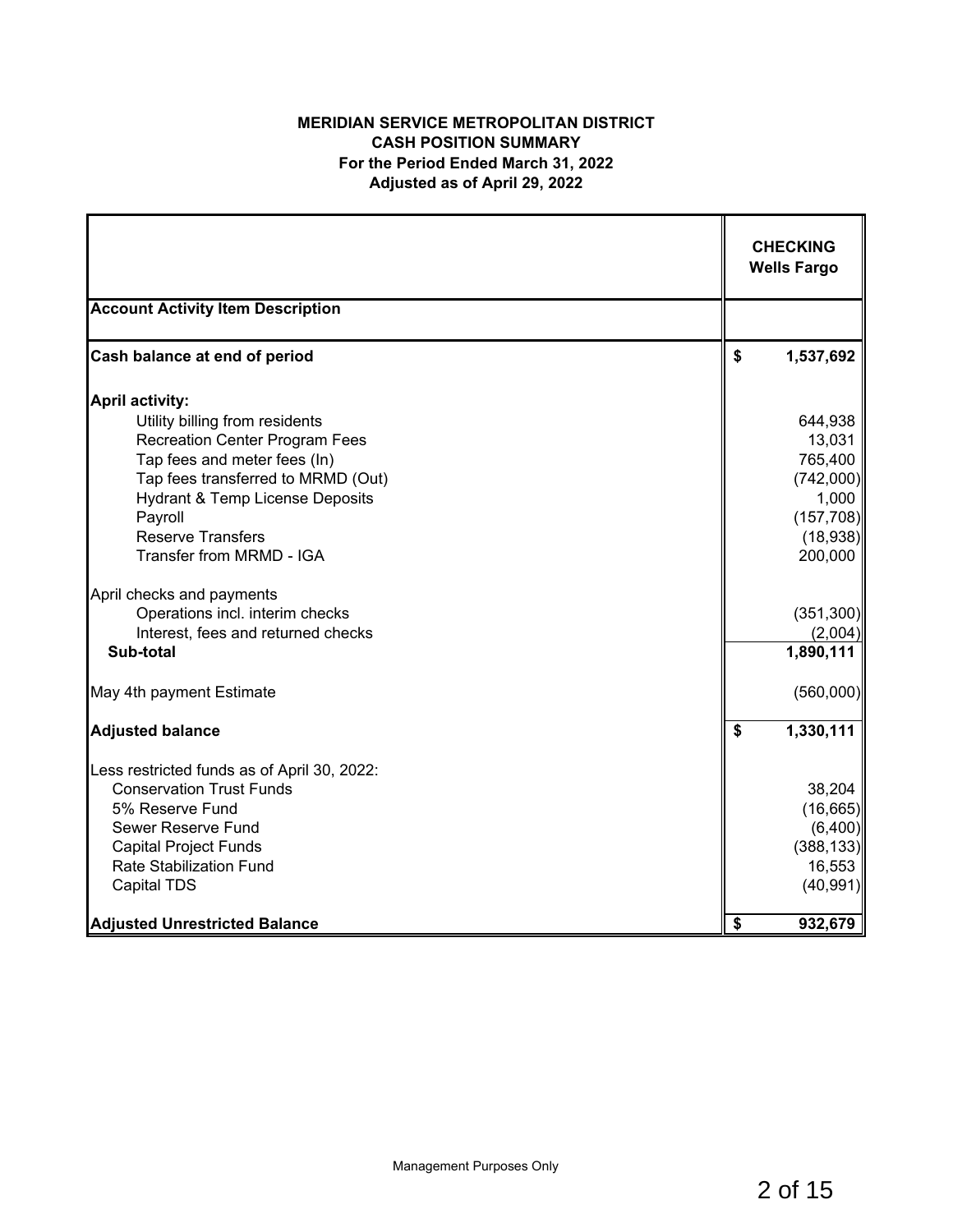**MERIDIAN SERVICE METROPOLITAN DISTRICT**
**CASH POSITION SUMMARY**
**For the Period Ended March 31, 2022**
**Adjusted as of April 29, 2022**

| | | CHECKING Wells Fargo |
|---|---|---|
| **Account Activity Item Description** | | |
| **Cash balance at end of period** | **$** | **1,537,692** |
| **April activity:** | | |
| Utility billing from residents | | 644,938 |
| Recreation Center Program Fees | | 13,031 |
| Tap fees and meter fees (In) | | 765,400 |
| Tap fees transferred to MRMD (Out) | | (742,000) |
| Hydrant & Temp License Deposits | | 1,000 |
| Payroll | | (157,708) |
| Reserve Transfers | | (18,938) |
| Transfer from MRMD - IGA | | 200,000 |
| April checks and payments | | |
| Operations incl. interim checks | | (351,300) |
| Interest, fees and returned checks | | (2,004) |
| **Sub-total** | | **1,890,111** |
| May 4th payment Estimate | | (560,000) |
| **Adjusted balance** | **$** | **1,330,111** |
| Less restricted funds as of April 30, 2022: | | |
| Conservation Trust Funds | | 38,204 |
| 5% Reserve Fund | | (16,665) |
| Sewer Reserve Fund | | (6,400) |
| Capital Project Funds | | (388,133) |
| Rate Stabilization Fund | | 16,553 |
| Capital TDS | | (40,991) |
| **Adjusted Unrestricted Balance** | **$** | **932,679** |

Management Purposes Only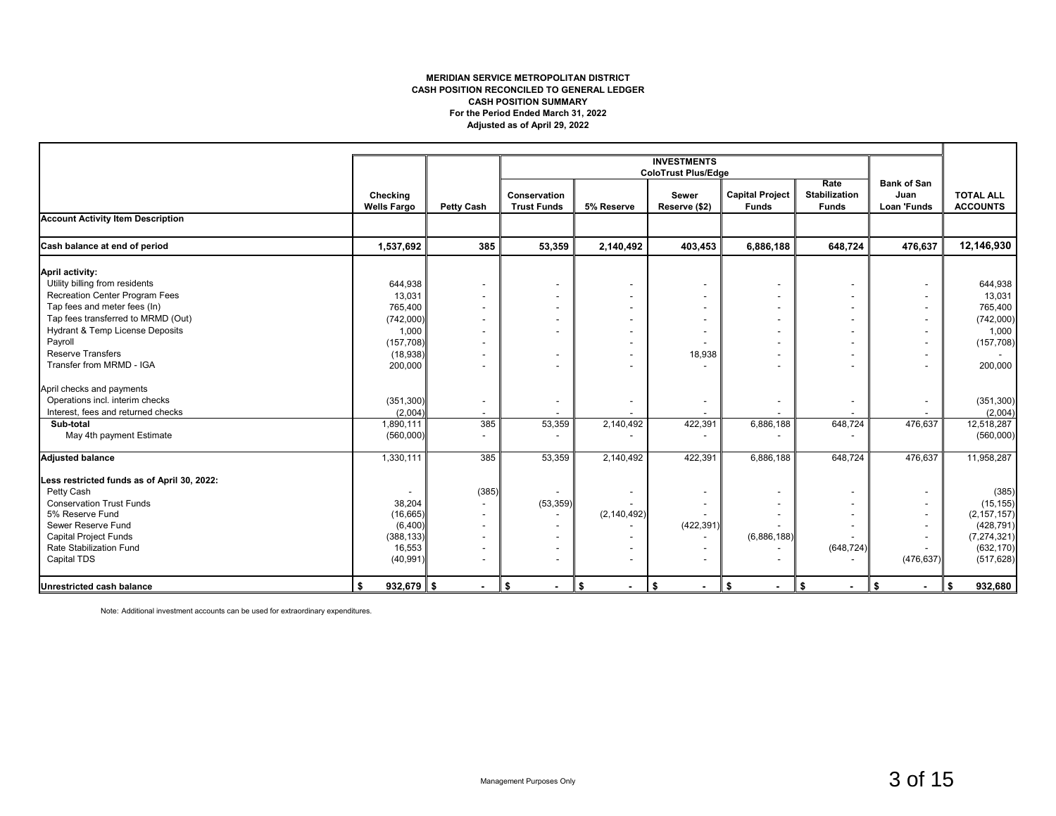**MERIDIAN SERVICE METROPOLITAN DISTRICT**
**CASH POSITION RECONCILED TO GENERAL LEDGER**
**CASH POSITION SUMMARY**
**For the Period Ended March 31, 2022**
**Adjusted as of April 29, 2022**

| | | | INVESTMENTS ColoTrust Plus/Edge | | | | | | |
|---|---|---|---|---|---|---|---|---|---|
| | Checking Wells Fargo | Petty Cash | Conservation Trust Funds | 5% Reserve | Sewer Reserve ($2) | Capital Project Funds | Rate Stabilization Funds | Bank of San Juan Loan 'Funds | TOTAL ALL ACCOUNTS |
| **Account Activity Item Description** | | | | | | | | | |
| **Cash balance at end of period** | **1,537,692** | **385** | **53,359** | **2,140,492** | **403,453** | **6,886,188** | **648,724** | **476,637** | **12,146,930** |
| **April activity:** | | | | | | | | | |
| Utility billing from residents | 644,938 | - | - | - | - | - | - | - | 644,938 |
| Recreation Center Program Fees | 13,031 | - | - | - | - | - | - | - | 13,031 |
| Tap fees and meter fees (In) | 765,400 | - | - | - | - | - | - | - | 765,400 |
| Tap fees transferred to MRMD (Out) | (742,000) | - | - | - | - | - | - | - | (742,000) |
| Hydrant & Temp License Deposits | 1,000 | - | - | - | - | - | - | - | 1,000 |
| Payroll | (157,708) | - | | - | - | - | - | - | (157,708) |
| Reserve Transfers | (18,938) | - | - | - | 18,938 | - | - | - | - |
| Transfer from MRMD - IGA | 200,000 | - | - | - | - | - | - | - | 200,000 |
| April checks and payments | | | | | | | | | |
| Operations incl. interim checks | (351,300) | - | - | - | - | - | - | - | (351,300) |
| Interest, fees and returned checks | (2,004) | - | - | - | - | - | - | - | (2,004) |
| **Sub-total** | 1,890,111 | 385 | 53,359 | 2,140,492 | 422,391 | 6,886,188 | 648,724 | 476,637 | 12,518,287 |
| May 4th payment Estimate | (560,000) | - | - | - | - | - | - | | (560,000) |
| **Adjusted balance** | 1,330,111 | 385 | 53,359 | 2,140,492 | 422,391 | 6,886,188 | 648,724 | 476,637 | 11,958,287 |
| **Less restricted funds as of April 30, 2022:** | | | | | | | | | |
| Petty Cash | - | (385) | - | - | - | - | - | - | (385) |
| Conservation Trust Funds | 38,204 | - | (53,359) | - | - | - | - | - | (15,155) |
| 5% Reserve Fund | (16,665) | - | - | (2,140,492) | - | - | - | - | (2,157,157) |
| Sewer Reserve Fund | (6,400) | - | - | - | (422,391) | - | - | - | (428,791) |
| Capital Project Funds | (388,133) | - | - | - | - | (6,886,188) | - | - | (7,274,321) |
| Rate Stabilization Fund | 16,553 | - | - | - | - | - | (648,724) | - | (632,170) |
| Capital TDS | (40,991) | - | - | - | - | - | - | (476,637) | (517,628) |
| **Unrestricted cash balance** | **$ 932,679** | **$ -** | **$ -** | **$ -** | **$ -** | **$ -** | **$ -** | **$ -** | **$ 932,680** |

Note: Additional investment accounts can be used for extraordinary expenditures.

Management Purposes Only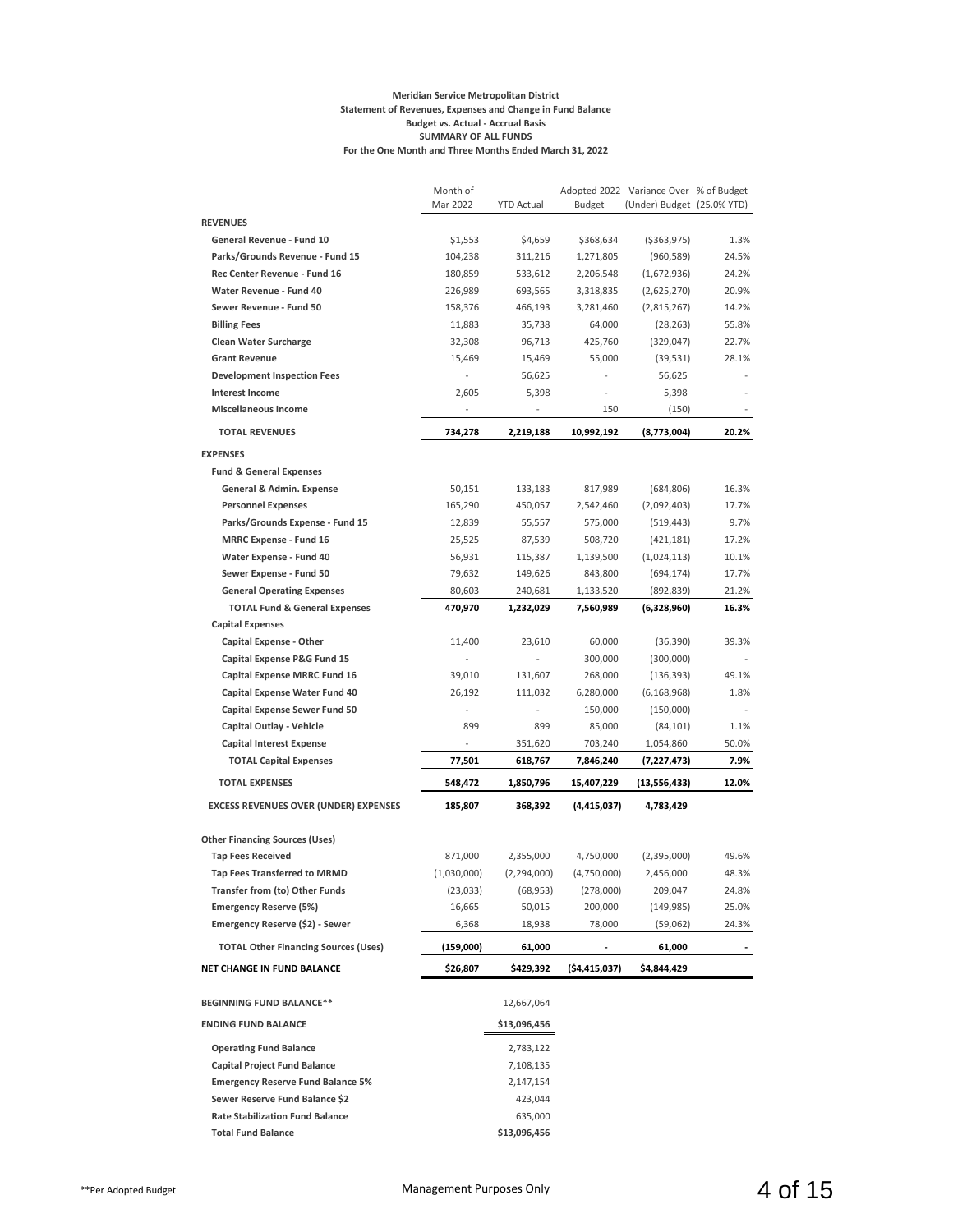**Meridian Service Metropolitan District**
**Statement of Revenues, Expenses and Change in Fund Balance**
**Budget vs. Actual - Accrual Basis**
**SUMMARY OF ALL FUNDS**
**For the One Month and Three Months Ended March 31, 2022**

| | Month of Mar 2022 | YTD Actual | Adopted 2022 Budget | Variance Over (Under) Budget | % of Budget (25.0% YTD) |
|---|---|---|---|---|---|
| **REVENUES** | | | | | |
| **General Revenue - Fund 10** | $1,553 | $4,659 | $368,634 | ($363,975) | 1.3% |
| **Parks/Grounds Revenue - Fund 15** | 104,238 | 311,216 | 1,271,805 | (960,589) | 24.5% |
| **Rec Center Revenue - Fund 16** | 180,859 | 533,612 | 2,206,548 | (1,672,936) | 24.2% |
| **Water Revenue - Fund 40** | 226,989 | 693,565 | 3,318,835 | (2,625,270) | 20.9% |
| **Sewer Revenue - Fund 50** | 158,376 | 466,193 | 3,281,460 | (2,815,267) | 14.2% |
| **Billing Fees** | 11,883 | 35,738 | 64,000 | (28,263) | 55.8% |
| **Clean Water Surcharge** | 32,308 | 96,713 | 425,760 | (329,047) | 22.7% |
| **Grant Revenue** | 15,469 | 15,469 | 55,000 | (39,531) | 28.1% |
| **Development Inspection Fees** | - | 56,625 | - | 56,625 | - |
| **Interest Income** | 2,605 | 5,398 | - | 5,398 | - |
| **Miscellaneous Income** | - | - | 150 | (150) | - |
| **TOTAL REVENUES** | **734,278** | **2,219,188** | **10,992,192** | **(8,773,004)** | **20.2%** |
| **EXPENSES** | | | | | |
| **Fund & General Expenses** | | | | | |
| **General & Admin. Expense** | 50,151 | 133,183 | 817,989 | (684,806) | 16.3% |
| **Personnel Expenses** | 165,290 | 450,057 | 2,542,460 | (2,092,403) | 17.7% |
| **Parks/Grounds Expense - Fund 15** | 12,839 | 55,557 | 575,000 | (519,443) | 9.7% |
| **MRRC Expense - Fund 16** | 25,525 | 87,539 | 508,720 | (421,181) | 17.2% |
| **Water Expense - Fund 40** | 56,931 | 115,387 | 1,139,500 | (1,024,113) | 10.1% |
| **Sewer Expense - Fund 50** | 79,632 | 149,626 | 843,800 | (694,174) | 17.7% |
| **General Operating Expenses** | 80,603 | 240,681 | 1,133,520 | (892,839) | 21.2% |
| **TOTAL Fund & General Expenses** | **470,970** | **1,232,029** | **7,560,989** | **(6,328,960)** | **16.3%** |
| **Capital Expenses** | | | | | |
| **Capital Expense - Other** | 11,400 | 23,610 | 60,000 | (36,390) | 39.3% |
| **Capital Expense P&G Fund 15** | - | - | 300,000 | (300,000) | - |
| **Capital Expense MRRC Fund 16** | 39,010 | 131,607 | 268,000 | (136,393) | 49.1% |
| **Capital Expense Water Fund 40** | 26,192 | 111,032 | 6,280,000 | (6,168,968) | 1.8% |
| **Capital Expense Sewer Fund 50** | - | - | 150,000 | (150,000) | - |
| **Capital Outlay - Vehicle** | 899 | 899 | 85,000 | (84,101) | 1.1% |
| **Capital Interest Expense** | - | 351,620 | 703,240 | 1,054,860 | 50.0% |
| **TOTAL Capital Expenses** | **77,501** | **618,767** | **7,846,240** | **(7,227,473)** | **7.9%** |
| **TOTAL EXPENSES** | **548,472** | **1,850,796** | **15,407,229** | **(13,556,433)** | **12.0%** |
| **EXCESS REVENUES OVER (UNDER) EXPENSES** | **185,807** | **368,392** | **(4,415,037)** | **4,783,429** | |
| **Other Financing Sources (Uses)** | | | | | |
| **Tap Fees Received** | 871,000 | 2,355,000 | 4,750,000 | (2,395,000) | 49.6% |
| **Tap Fees Transferred to MRMD** | (1,030,000) | (2,294,000) | (4,750,000) | 2,456,000 | 48.3% |
| **Transfer from (to) Other Funds** | (23,033) | (68,953) | (278,000) | 209,047 | 24.8% |
| **Emergency Reserve (5%)** | 16,665 | 50,015 | 200,000 | (149,985) | 25.0% |
| **Emergency Reserve ($2) - Sewer** | 6,368 | 18,938 | 78,000 | (59,062) | 24.3% |
| **TOTAL Other Financing Sources (Uses)** | **(159,000)** | **61,000** | **-** | **61,000** | **-** |
| **NET CHANGE IN FUND BALANCE** | **$26,807** | **$429,392** | **($4,415,037)** | **$4,844,429** | |
| **BEGINNING FUND BALANCE**** | | 12,667,064 | | | |
| **ENDING FUND BALANCE** | | **$13,096,456** | | | |
| **Operating Fund Balance** | | 2,783,122 | | | |
| **Capital Project Fund Balance** | | 7,108,135 | | | |
| **Emergency Reserve Fund Balance 5%** | | 2,147,154 | | | |
| **Sewer Reserve Fund Balance $2** | | 423,044 | | | |
| **Rate Stabilization Fund Balance** | | 635,000 | | | |
| **Total Fund Balance** | | **$13,096,456** | | | |

**Per Adopted Budget

Management Purposes Only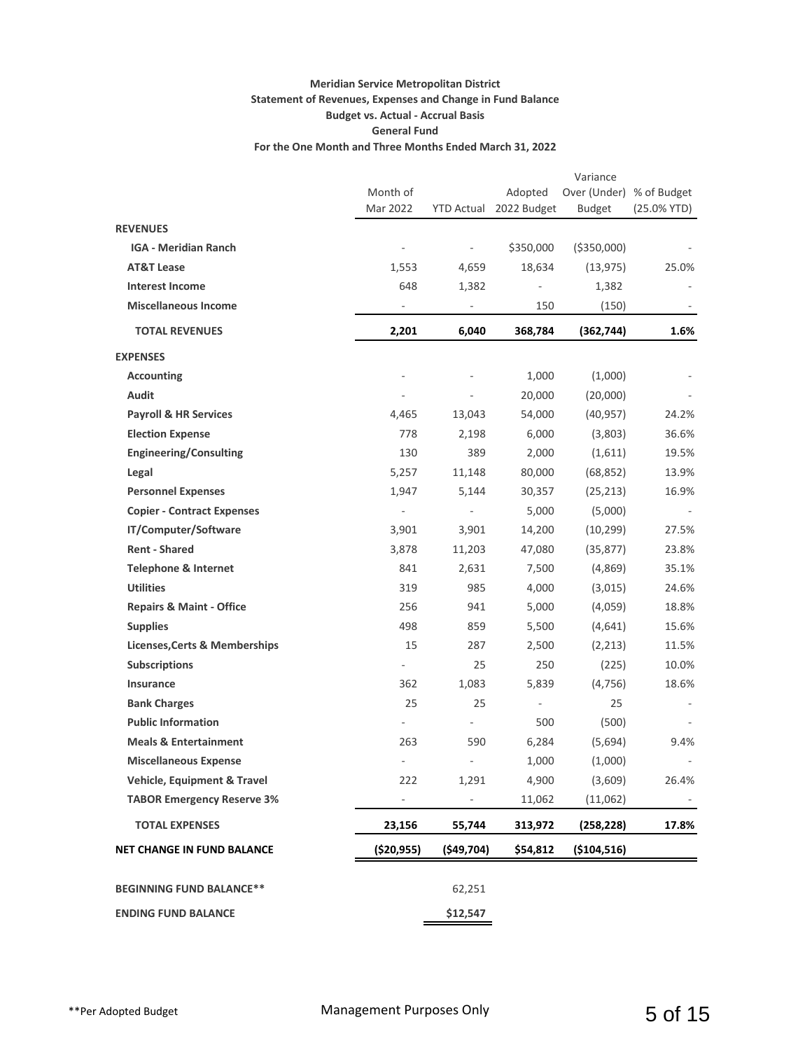**Meridian Service Metropolitan District**
**Statement of Revenues, Expenses and Change in Fund Balance**
**Budget vs. Actual - Accrual Basis**
**General Fund**
**For the One Month and Three Months Ended March 31, 2022**

| | Month of Mar 2022 | YTD Actual | Adopted 2022 Budget | Variance Over (Under) Budget | % of Budget (25.0% YTD) |
|---|---|---|---|---|---|
| **REVENUES** | | | | | |
| **IGA - Meridian Ranch** | - | - | $350,000 | ($350,000) | - |
| **AT&T Lease** | 1,553 | 4,659 | 18,634 | (13,975) | 25.0% |
| **Interest Income** | 648 | 1,382 | - | 1,382 | - |
| **Miscellaneous Income** | - | - | 150 | (150) | - |
| **TOTAL REVENUES** | **2,201** | **6,040** | **368,784** | **(362,744)** | **1.6%** |
| **EXPENSES** | | | | | |
| **Accounting** | - | - | 1,000 | (1,000) | - |
| **Audit** | - | - | 20,000 | (20,000) | - |
| **Payroll & HR Services** | 4,465 | 13,043 | 54,000 | (40,957) | 24.2% |
| **Election Expense** | 778 | 2,198 | 6,000 | (3,803) | 36.6% |
| **Engineering/Consulting** | 130 | 389 | 2,000 | (1,611) | 19.5% |
| **Legal** | 5,257 | 11,148 | 80,000 | (68,852) | 13.9% |
| **Personnel Expenses** | 1,947 | 5,144 | 30,357 | (25,213) | 16.9% |
| **Copier - Contract Expenses** | - | - | 5,000 | (5,000) | - |
| **IT/Computer/Software** | 3,901 | 3,901 | 14,200 | (10,299) | 27.5% |
| **Rent - Shared** | 3,878 | 11,203 | 47,080 | (35,877) | 23.8% |
| **Telephone & Internet** | 841 | 2,631 | 7,500 | (4,869) | 35.1% |
| **Utilities** | 319 | 985 | 4,000 | (3,015) | 24.6% |
| **Repairs & Maint - Office** | 256 | 941 | 5,000 | (4,059) | 18.8% |
| **Supplies** | 498 | 859 | 5,500 | (4,641) | 15.6% |
| **Licenses,Certs & Memberships** | 15 | 287 | 2,500 | (2,213) | 11.5% |
| **Subscriptions** | - | 25 | 250 | (225) | 10.0% |
| **Insurance** | 362 | 1,083 | 5,839 | (4,756) | 18.6% |
| **Bank Charges** | 25 | 25 | - | 25 | - |
| **Public Information** | - | - | 500 | (500) | - |
| **Meals & Entertainment** | 263 | 590 | 6,284 | (5,694) | 9.4% |
| **Miscellaneous Expense** | - | - | 1,000 | (1,000) | - |
| **Vehicle, Equipment & Travel** | 222 | 1,291 | 4,900 | (3,609) | 26.4% |
| **TABOR Emergency Reserve 3%** | - | - | 11,062 | (11,062) | - |
| **TOTAL EXPENSES** | **23,156** | **55,744** | **313,972** | **(258,228)** | **17.8%** |
| **NET CHANGE IN FUND BALANCE** | **($20,955)** | **($49,704)** | **$54,812** | **($104,516)** | |
| **BEGINNING FUND BALANCE**** | | 62,251 | | | |
| **ENDING FUND BALANCE** | | **$12,547** | | | |

**Per Adopted Budget

Management Purposes Only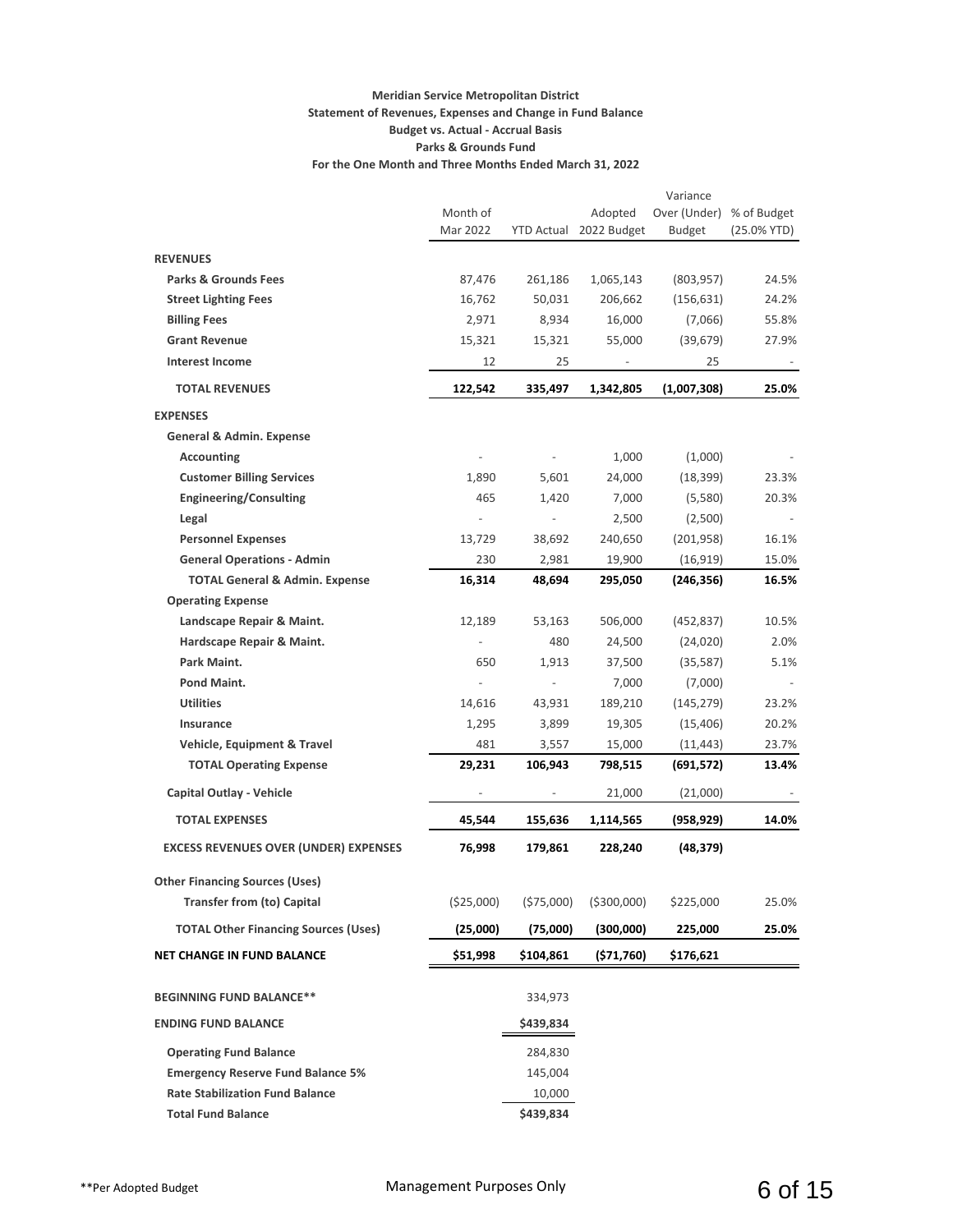**Meridian Service Metropolitan District**
**Statement of Revenues, Expenses and Change in Fund Balance**
**Budget vs. Actual - Accrual Basis**
**Parks & Grounds Fund**
**For the One Month and Three Months Ended March 31, 2022**

| | Month of Mar 2022 | YTD Actual | Adopted 2022 Budget | Variance Over (Under) Budget | % of Budget (25.0% YTD) |
|---|---|---|---|---|---|
| **REVENUES** | | | | | |
| **Parks & Grounds Fees** | 87,476 | 261,186 | 1,065,143 | (803,957) | 24.5% |
| **Street Lighting Fees** | 16,762 | 50,031 | 206,662 | (156,631) | 24.2% |
| **Billing Fees** | 2,971 | 8,934 | 16,000 | (7,066) | 55.8% |
| **Grant Revenue** | 15,321 | 15,321 | 55,000 | (39,679) | 27.9% |
| **Interest Income** | 12 | 25 | - | 25 | - |
| **TOTAL REVENUES** | **122,542** | **335,497** | **1,342,805** | **(1,007,308)** | **25.0%** |
| **EXPENSES** | | | | | |
| **General & Admin. Expense** | | | | | |
| **Accounting** | - | - | 1,000 | (1,000) | - |
| **Customer Billing Services** | 1,890 | 5,601 | 24,000 | (18,399) | 23.3% |
| **Engineering/Consulting** | 465 | 1,420 | 7,000 | (5,580) | 20.3% |
| **Legal** | - | - | 2,500 | (2,500) | - |
| **Personnel Expenses** | 13,729 | 38,692 | 240,650 | (201,958) | 16.1% |
| **General Operations - Admin** | 230 | 2,981 | 19,900 | (16,919) | 15.0% |
| **TOTAL General & Admin. Expense** | **16,314** | **48,694** | **295,050** | **(246,356)** | **16.5%** |
| **Operating Expense** | | | | | |
| **Landscape Repair & Maint.** | 12,189 | 53,163 | 506,000 | (452,837) | 10.5% |
| **Hardscape Repair & Maint.** | - | 480 | 24,500 | (24,020) | 2.0% |
| **Park Maint.** | 650 | 1,913 | 37,500 | (35,587) | 5.1% |
| **Pond Maint.** | - | - | 7,000 | (7,000) | - |
| **Utilities** | 14,616 | 43,931 | 189,210 | (145,279) | 23.2% |
| **Insurance** | 1,295 | 3,899 | 19,305 | (15,406) | 20.2% |
| **Vehicle, Equipment & Travel** | 481 | 3,557 | 15,000 | (11,443) | 23.7% |
| **TOTAL Operating Expense** | **29,231** | **106,943** | **798,515** | **(691,572)** | **13.4%** |
| **Capital Outlay - Vehicle** | - | - | 21,000 | (21,000) | - |
| **TOTAL EXPENSES** | **45,544** | **155,636** | **1,114,565** | **(958,929)** | **14.0%** |
| **EXCESS REVENUES OVER (UNDER) EXPENSES** | **76,998** | **179,861** | **228,240** | **(48,379)** | |
| **Other Financing Sources (Uses)** | | | | | |
| **Transfer from (to) Capital** | ($25,000) | ($75,000) | ($300,000) | $225,000 | 25.0% |
| **TOTAL Other Financing Sources (Uses)** | **(25,000)** | **(75,000)** | **(300,000)** | **225,000** | **25.0%** |
| **NET CHANGE IN FUND BALANCE** | **$51,998** | **$104,861** | **($71,760)** | **$176,621** | |
| **BEGINNING FUND BALANCE**** | | 334,973 | | | |
| **ENDING FUND BALANCE** | | **$439,834** | | | |
| **Operating Fund Balance** | | 284,830 | | | |
| **Emergency Reserve Fund Balance 5%** | | 145,004 | | | |
| **Rate Stabilization Fund Balance** | | 10,000 | | | |
| **Total Fund Balance** | | **$439,834** | | | |

**Per Adopted Budget

Management Purposes Only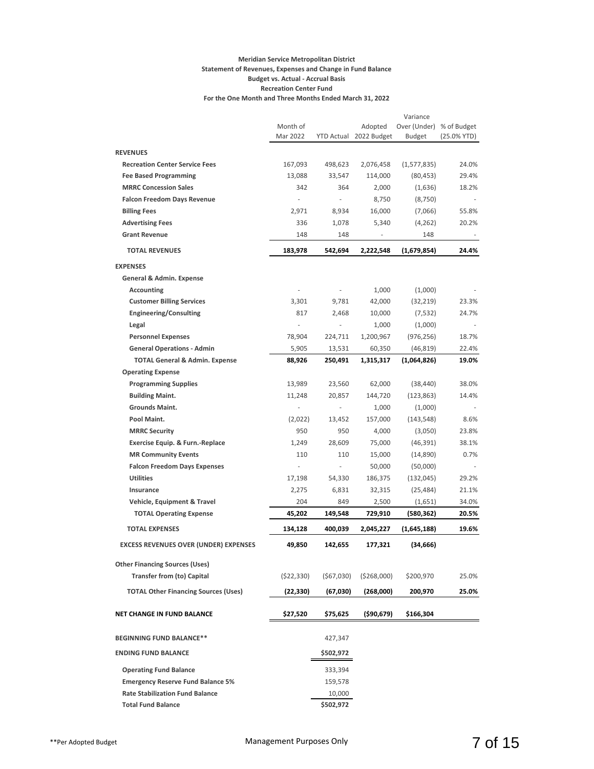**Meridian Service Metropolitan District**
**Statement of Revenues, Expenses and Change in Fund Balance**
**Budget vs. Actual - Accrual Basis**
**Recreation Center Fund**
**For the One Month and Three Months Ended March 31, 2022**

| | Month of Mar 2022 | YTD Actual | Adopted 2022 Budget | Variance Over (Under) Budget | % of Budget (25.0% YTD) |
|---|---|---|---|---|---|
| **REVENUES** | | | | | |
| **Recreation Center Service Fees** | 167,093 | 498,623 | 2,076,458 | (1,577,835) | 24.0% |
| **Fee Based Programming** | 13,088 | 33,547 | 114,000 | (80,453) | 29.4% |
| **MRRC Concession Sales** | 342 | 364 | 2,000 | (1,636) | 18.2% |
| **Falcon Freedom Days Revenue** | - | - | 8,750 | (8,750) | - |
| **Billing Fees** | 2,971 | 8,934 | 16,000 | (7,066) | 55.8% |
| **Advertising Fees** | 336 | 1,078 | 5,340 | (4,262) | 20.2% |
| **Grant Revenue** | 148 | 148 | - | 148 | - |
| **TOTAL REVENUES** | **183,978** | **542,694** | **2,222,548** | **(1,679,854)** | **24.4%** |
| **EXPENSES** | | | | | |
| **General & Admin. Expense** | | | | | |
| **Accounting** | - | - | 1,000 | (1,000) | - |
| **Customer Billing Services** | 3,301 | 9,781 | 42,000 | (32,219) | 23.3% |
| **Engineering/Consulting** | 817 | 2,468 | 10,000 | (7,532) | 24.7% |
| **Legal** | - | - | 1,000 | (1,000) | - |
| **Personnel Expenses** | 78,904 | 224,711 | 1,200,967 | (976,256) | 18.7% |
| **General Operations - Admin** | 5,905 | 13,531 | 60,350 | (46,819) | 22.4% |
| **TOTAL General & Admin. Expense** | **88,926** | **250,491** | **1,315,317** | **(1,064,826)** | **19.0%** |
| **Operating Expense** | | | | | |
| **Programming Supplies** | 13,989 | 23,560 | 62,000 | (38,440) | 38.0% |
| **Building Maint.** | 11,248 | 20,857 | 144,720 | (123,863) | 14.4% |
| **Grounds Maint.** | - | - | 1,000 | (1,000) | - |
| **Pool Maint.** | (2,022) | 13,452 | 157,000 | (143,548) | 8.6% |
| **MRRC Security** | 950 | 950 | 4,000 | (3,050) | 23.8% |
| **Exercise Equip. & Furn.-Replace** | 1,249 | 28,609 | 75,000 | (46,391) | 38.1% |
| **MR Community Events** | 110 | 110 | 15,000 | (14,890) | 0.7% |
| **Falcon Freedom Days Expenses** | - | - | 50,000 | (50,000) | - |
| **Utilities** | 17,198 | 54,330 | 186,375 | (132,045) | 29.2% |
| **Insurance** | 2,275 | 6,831 | 32,315 | (25,484) | 21.1% |
| **Vehicle, Equipment & Travel** | 204 | 849 | 2,500 | (1,651) | 34.0% |
| **TOTAL Operating Expense** | **45,202** | **149,548** | **729,910** | **(580,362)** | **20.5%** |
| **TOTAL EXPENSES** | **134,128** | **400,039** | **2,045,227** | **(1,645,188)** | **19.6%** |
| **EXCESS REVENUES OVER (UNDER) EXPENSES** | **49,850** | **142,655** | **177,321** | **(34,666)** | |
| **Other Financing Sources (Uses)** | | | | | |
| **Transfer from (to) Capital** | ($22,330) | ($67,030) | ($268,000) | $200,970 | 25.0% |
| **TOTAL Other Financing Sources (Uses)** | **(22,330)** | **(67,030)** | **(268,000)** | **200,970** | **25.0%** |
| **NET CHANGE IN FUND BALANCE** | **$27,520** | **$75,625** | **($90,679)** | **$166,304** | |
| **BEGINNING FUND BALANCE**** | | 427,347 | | | |
| **ENDING FUND BALANCE** | | **$502,972** | | | |
| **Operating Fund Balance** | | 333,394 | | | |
| **Emergency Reserve Fund Balance 5%** | | 159,578 | | | |
| **Rate Stabilization Fund Balance** | | 10,000 | | | |
| **Total Fund Balance** | | **$502,972** | | | |

**Per Adopted Budget

Management Purposes Only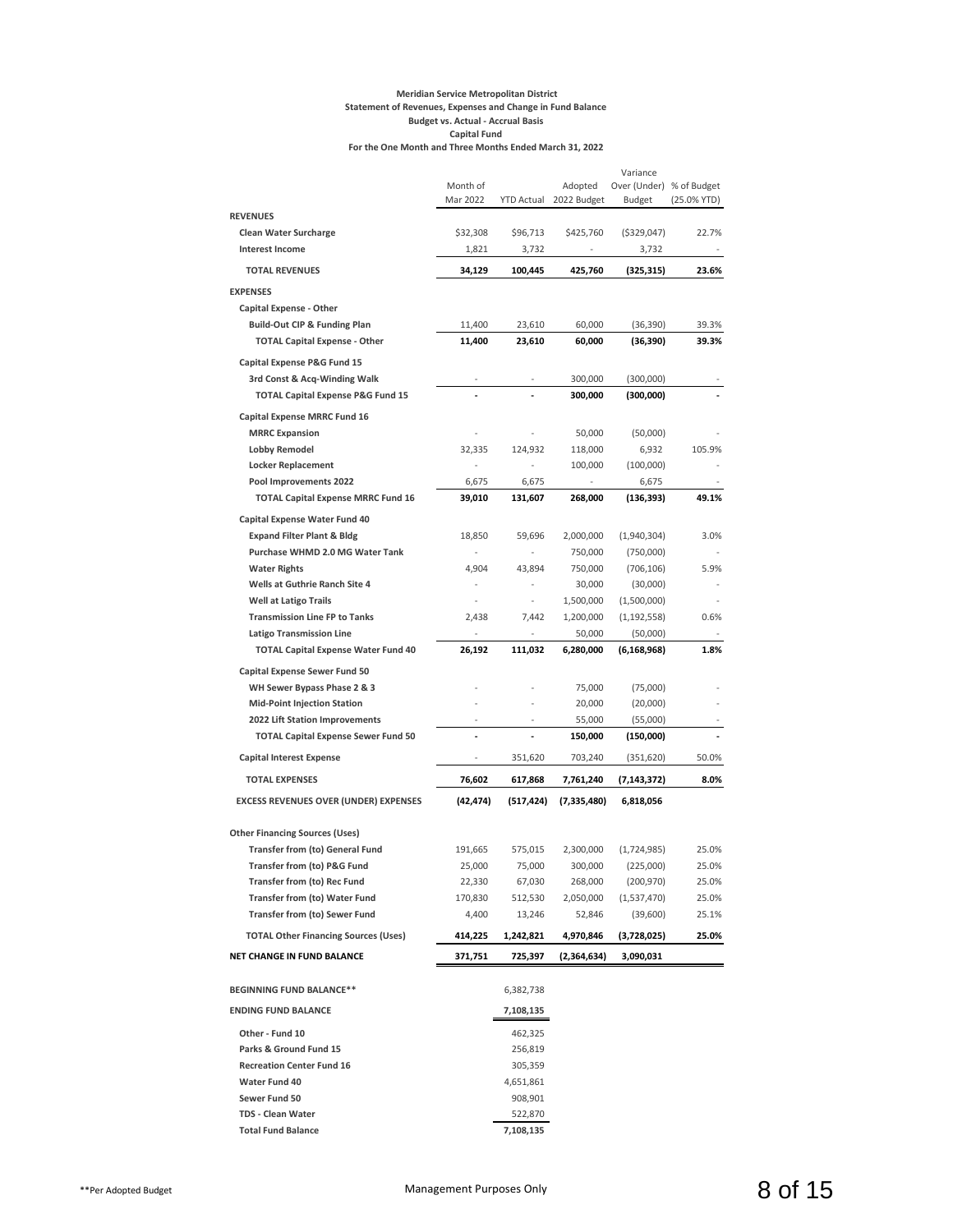**Meridian Service Metropolitan District**
**Statement of Revenues, Expenses and Change in Fund Balance**
**Budget vs. Actual - Accrual Basis**
**Capital Fund**
**For the One Month and Three Months Ended March 31, 2022**

| | Month of Mar 2022 | YTD Actual | Adopted 2022 Budget | Variance Over (Under) Budget | % of Budget (25.0% YTD) |
|---|---|---|---|---|---|
| **REVENUES** | | | | | |
| **Clean Water Surcharge** | $32,308 | $96,713 | $425,760 | ($329,047) | 22.7% |
| **Interest Income** | 1,821 | 3,732 | - | 3,732 | - |
| **TOTAL REVENUES** | **34,129** | **100,445** | **425,760** | **(325,315)** | **23.6%** |
| **EXPENSES** | | | | | |
| **Capital Expense - Other** | | | | | |
| **Build-Out CIP & Funding Plan** | 11,400 | 23,610 | 60,000 | (36,390) | 39.3% |
| **TOTAL Capital Expense - Other** | **11,400** | **23,610** | **60,000** | **(36,390)** | **39.3%** |
| **Capital Expense P&G Fund 15** | | | | | |
| **3rd Const & Acq-Winding Walk** | - | - | 300,000 | (300,000) | - |
| **TOTAL Capital Expense P&G Fund 15** | **-** | **-** | **300,000** | **(300,000)** | **-** |
| **Capital Expense MRRC Fund 16** | | | | | |
| **MRRC Expansion** | - | - | 50,000 | (50,000) | - |
| **Lobby Remodel** | 32,335 | 124,932 | 118,000 | 6,932 | 105.9% |
| **Locker Replacement** | - | - | 100,000 | (100,000) | - |
| **Pool Improvements 2022** | 6,675 | 6,675 | - | 6,675 | - |
| **TOTAL Capital Expense MRRC Fund 16** | **39,010** | **131,607** | **268,000** | **(136,393)** | **49.1%** |
| **Capital Expense Water Fund 40** | | | | | |
| **Expand Filter Plant & Bldg** | 18,850 | 59,696 | 2,000,000 | (1,940,304) | 3.0% |
| **Purchase WHMD 2.0 MG Water Tank** | - | - | 750,000 | (750,000) | - |
| **Water Rights** | 4,904 | 43,894 | 750,000 | (706,106) | 5.9% |
| **Wells at Guthrie Ranch Site 4** | - | - | 30,000 | (30,000) | - |
| **Well at Latigo Trails** | - | - | 1,500,000 | (1,500,000) | - |
| **Transmission Line FP to Tanks** | 2,438 | 7,442 | 1,200,000 | (1,192,558) | 0.6% |
| **Latigo Transmission Line** | - | - | 50,000 | (50,000) | - |
| **TOTAL Capital Expense Water Fund 40** | **26,192** | **111,032** | **6,280,000** | **(6,168,968)** | **1.8%** |
| **Capital Expense Sewer Fund 50** | | | | | |
| **WH Sewer Bypass Phase 2 & 3** | - | - | 75,000 | (75,000) | - |
| **Mid-Point Injection Station** | - | - | 20,000 | (20,000) | - |
| **2022 Lift Station Improvements** | - | - | 55,000 | (55,000) | - |
| **TOTAL Capital Expense Sewer Fund 50** | **-** | **-** | **150,000** | **(150,000)** | **-** |
| **Capital Interest Expense** | - | 351,620 | 703,240 | (351,620) | 50.0% |
| **TOTAL EXPENSES** | **76,602** | **617,868** | **7,761,240** | **(7,143,372)** | **8.0%** |
| **EXCESS REVENUES OVER (UNDER) EXPENSES** | **(42,474)** | **(517,424)** | **(7,335,480)** | **6,818,056** | |
| **Other Financing Sources (Uses)** | | | | | |
| **Transfer from (to) General Fund** | 191,665 | 575,015 | 2,300,000 | (1,724,985) | 25.0% |
| **Transfer from (to) P&G Fund** | 25,000 | 75,000 | 300,000 | (225,000) | 25.0% |
| **Transfer from (to) Rec Fund** | 22,330 | 67,030 | 268,000 | (200,970) | 25.0% |
| **Transfer from (to) Water Fund** | 170,830 | 512,530 | 2,050,000 | (1,537,470) | 25.0% |
| **Transfer from (to) Sewer Fund** | 4,400 | 13,246 | 52,846 | (39,600) | 25.1% |
| **TOTAL Other Financing Sources (Uses)** | **414,225** | **1,242,821** | **4,970,846** | **(3,728,025)** | **25.0%** |
| **NET CHANGE IN FUND BALANCE** | **371,751** | **725,397** | **(2,364,634)** | **3,090,031** | |
| **BEGINNING FUND BALANCE\*\*** | | 6,382,738 | | | |
| **ENDING FUND BALANCE** | | **7,108,135** | | | |
| **Other - Fund 10** | | 462,325 | | | |
| **Parks & Ground Fund 15** | | 256,819 | | | |
| **Recreation Center Fund 16** | | 305,359 | | | |
| **Water Fund 40** | | 4,651,861 | | | |
| **Sewer Fund 50** | | 908,901 | | | |
| **TDS - Clean Water** | | 522,870 | | | |
| **Total Fund Balance** | | **7,108,135** | | | |

**Per Adopted Budget

Management Purposes Only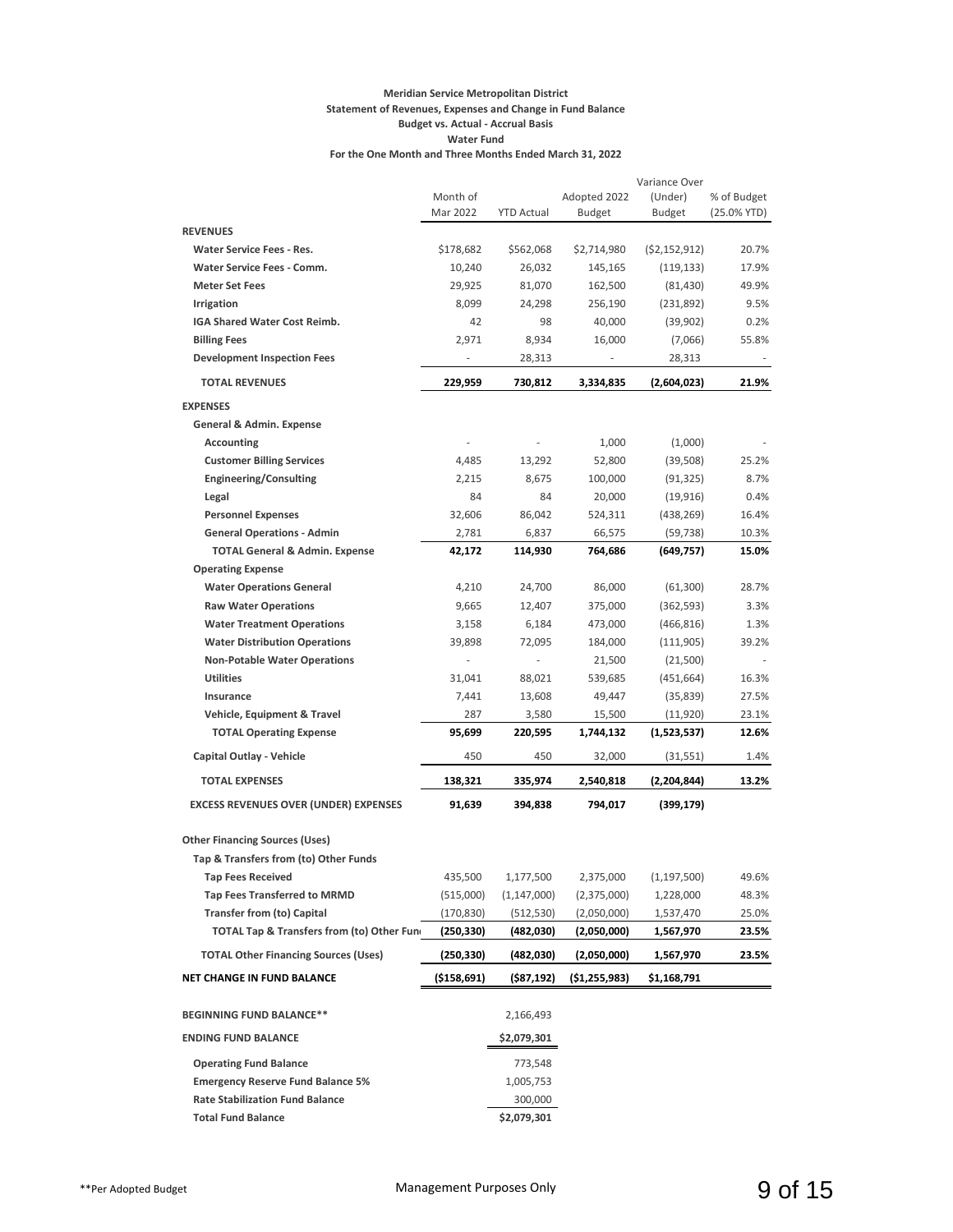**Meridian Service Metropolitan District**
**Statement of Revenues, Expenses and Change in Fund Balance**
**Budget vs. Actual - Accrual Basis**
**Water Fund**
**For the One Month and Three Months Ended March 31, 2022**

| | Month of Mar 2022 | YTD Actual | Adopted 2022 Budget | Variance Over (Under) Budget | % of Budget (25.0% YTD) |
|---|---|---|---|---|---|
| **REVENUES** | | | | | |
| **Water Service Fees - Res.** | $178,682 | $562,068 | $2,714,980 | ($2,152,912) | 20.7% |
| **Water Service Fees - Comm.** | 10,240 | 26,032 | 145,165 | (119,133) | 17.9% |
| **Meter Set Fees** | 29,925 | 81,070 | 162,500 | (81,430) | 49.9% |
| **Irrigation** | 8,099 | 24,298 | 256,190 | (231,892) | 9.5% |
| **IGA Shared Water Cost Reimb.** | 42 | 98 | 40,000 | (39,902) | 0.2% |
| **Billing Fees** | 2,971 | 8,934 | 16,000 | (7,066) | 55.8% |
| **Development Inspection Fees** | - | 28,313 | - | 28,313 | - |
| **TOTAL REVENUES** | **229,959** | **730,812** | **3,334,835** | **(2,604,023)** | **21.9%** |
| **EXPENSES** | | | | | |
| **General & Admin. Expense** | | | | | |
| **Accounting** | - | - | 1,000 | (1,000) | - |
| **Customer Billing Services** | 4,485 | 13,292 | 52,800 | (39,508) | 25.2% |
| **Engineering/Consulting** | 2,215 | 8,675 | 100,000 | (91,325) | 8.7% |
| **Legal** | 84 | 84 | 20,000 | (19,916) | 0.4% |
| **Personnel Expenses** | 32,606 | 86,042 | 524,311 | (438,269) | 16.4% |
| **General Operations - Admin** | 2,781 | 6,837 | 66,575 | (59,738) | 10.3% |
| **TOTAL General & Admin. Expense** | **42,172** | **114,930** | **764,686** | **(649,757)** | **15.0%** |
| **Operating Expense** | | | | | |
| **Water Operations General** | 4,210 | 24,700 | 86,000 | (61,300) | 28.7% |
| **Raw Water Operations** | 9,665 | 12,407 | 375,000 | (362,593) | 3.3% |
| **Water Treatment Operations** | 3,158 | 6,184 | 473,000 | (466,816) | 1.3% |
| **Water Distribution Operations** | 39,898 | 72,095 | 184,000 | (111,905) | 39.2% |
| **Non-Potable Water Operations** | - | - | 21,500 | (21,500) | - |
| **Utilities** | 31,041 | 88,021 | 539,685 | (451,664) | 16.3% |
| **Insurance** | 7,441 | 13,608 | 49,447 | (35,839) | 27.5% |
| **Vehicle, Equipment & Travel** | 287 | 3,580 | 15,500 | (11,920) | 23.1% |
| **TOTAL Operating Expense** | **95,699** | **220,595** | **1,744,132** | **(1,523,537)** | **12.6%** |
| **Capital Outlay - Vehicle** | 450 | 450 | 32,000 | (31,551) | 1.4% |
| **TOTAL EXPENSES** | **138,321** | **335,974** | **2,540,818** | **(2,204,844)** | **13.2%** |
| **EXCESS REVENUES OVER (UNDER) EXPENSES** | **91,639** | **394,838** | **794,017** | **(399,179)** | |
| **Other Financing Sources (Uses)** | | | | | |
| **Tap & Transfers from (to) Other Funds** | | | | | |
| **Tap Fees Received** | 435,500 | 1,177,500 | 2,375,000 | (1,197,500) | 49.6% |
| **Tap Fees Transferred to MRMD** | (515,000) | (1,147,000) | (2,375,000) | 1,228,000 | 48.3% |
| **Transfer from (to) Capital** | (170,830) | (512,530) | (2,050,000) | 1,537,470 | 25.0% |
| **TOTAL Tap & Transfers from (to) Other Fun** | **(250,330)** | **(482,030)** | **(2,050,000)** | **1,567,970** | **23.5%** |
| **TOTAL Other Financing Sources (Uses)** | **(250,330)** | **(482,030)** | **(2,050,000)** | **1,567,970** | **23.5%** |
| **NET CHANGE IN FUND BALANCE** | **($158,691)** | **($87,192)** | **($1,255,983)** | **$1,168,791** | |
| **BEGINNING FUND BALANCE**** | | 2,166,493 | | | |
| **ENDING FUND BALANCE** | | **$2,079,301** | | | |
| **Operating Fund Balance** | | 773,548 | | | |
| **Emergency Reserve Fund Balance 5%** | | 1,005,753 | | | |
| **Rate Stabilization Fund Balance** | | 300,000 | | | |
| **Total Fund Balance** | | **$2,079,301** | | | |

**Per Adopted Budget

Management Purposes Only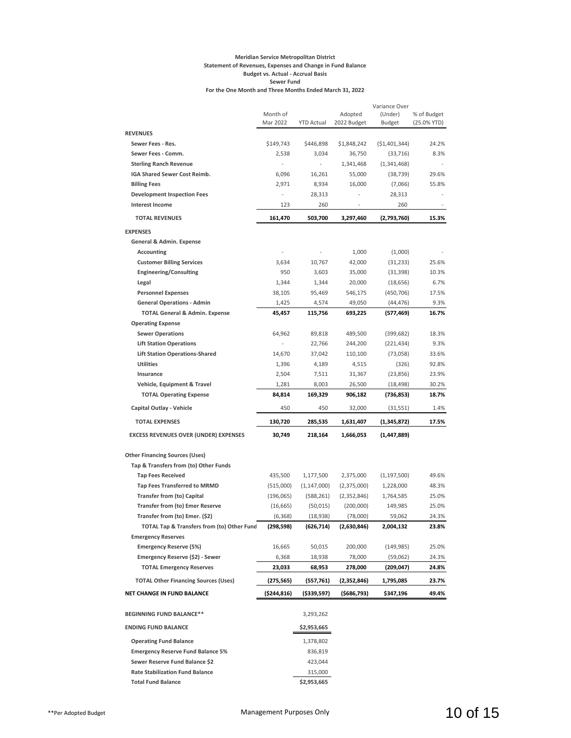**Meridian Service Metropolitan District**
**Statement of Revenues, Expenses and Change in Fund Balance**
**Budget vs. Actual - Accrual Basis**
**Sewer Fund**
**For the One Month and Three Months Ended March 31, 2022**

| | Month of Mar 2022 | YTD Actual | Adopted 2022 Budget | Variance Over (Under) Budget | % of Budget (25.0% YTD) |
|---|---|---|---|---|---|
| **REVENUES** | | | | | |
| **Sewer Fees - Res.** | $149,743 | $446,898 | $1,848,242 | ($1,401,344) | 24.2% |
| **Sewer Fees - Comm.** | 2,538 | 3,034 | 36,750 | (33,716) | 8.3% |
| **Sterling Ranch Revenue** | - | - | 1,341,468 | (1,341,468) | - |
| **IGA Shared Sewer Cost Reimb.** | 6,096 | 16,261 | 55,000 | (38,739) | 29.6% |
| **Billing Fees** | 2,971 | 8,934 | 16,000 | (7,066) | 55.8% |
| **Development Inspection Fees** | - | 28,313 | - | 28,313 | - |
| **Interest Income** | 123 | 260 | - | 260 | - |
| **TOTAL REVENUES** | **161,470** | **503,700** | **3,297,460** | **(2,793,760)** | **15.3%** |
| **EXPENSES** | | | | | |
| **General & Admin. Expense** | | | | | |
| **Accounting** | - | - | 1,000 | (1,000) | - |
| **Customer Billing Services** | 3,634 | 10,767 | 42,000 | (31,233) | 25.6% |
| **Engineering/Consulting** | 950 | 3,603 | 35,000 | (31,398) | 10.3% |
| **Legal** | 1,344 | 1,344 | 20,000 | (18,656) | 6.7% |
| **Personnel Expenses** | 38,105 | 95,469 | 546,175 | (450,706) | 17.5% |
| **General Operations - Admin** | 1,425 | 4,574 | 49,050 | (44,476) | 9.3% |
| **TOTAL General & Admin. Expense** | **45,457** | **115,756** | **693,225** | **(577,469)** | **16.7%** |
| **Operating Expense** | | | | | |
| **Sewer Operations** | 64,962 | 89,818 | 489,500 | (399,682) | 18.3% |
| **Lift Station Operations** | - | 22,766 | 244,200 | (221,434) | 9.3% |
| **Lift Station Operations-Shared** | 14,670 | 37,042 | 110,100 | (73,058) | 33.6% |
| **Utilities** | 1,396 | 4,189 | 4,515 | (326) | 92.8% |
| **Insurance** | 2,504 | 7,511 | 31,367 | (23,856) | 23.9% |
| **Vehicle, Equipment & Travel** | 1,281 | 8,003 | 26,500 | (18,498) | 30.2% |
| **TOTAL Operating Expense** | **84,814** | **169,329** | **906,182** | **(736,853)** | **18.7%** |
| **Capital Outlay - Vehicle** | 450 | 450 | 32,000 | (31,551) | 1.4% |
| **TOTAL EXPENSES** | **130,720** | **285,535** | **1,631,407** | **(1,345,872)** | **17.5%** |
| **EXCESS REVENUES OVER (UNDER) EXPENSES** | **30,749** | **218,164** | **1,666,053** | **(1,447,889)** | |
| **Other Financing Sources (Uses)** | | | | | |
| **Tap & Transfers from (to) Other Funds** | | | | | |
| **Tap Fees Received** | 435,500 | 1,177,500 | 2,375,000 | (1,197,500) | 49.6% |
| **Tap Fees Transferred to MRMD** | (515,000) | (1,147,000) | (2,375,000) | 1,228,000 | 48.3% |
| **Transfer from (to) Capital** | (196,065) | (588,261) | (2,352,846) | 1,764,585 | 25.0% |
| **Transfer from (to) Emer Reserve** | (16,665) | (50,015) | (200,000) | 149,985 | 25.0% |
| **Transfer from (to) Emer. ($2)** | (6,368) | (18,938) | (78,000) | 59,062 | 24.3% |
| **TOTAL Tap & Transfers from (to) Other Fund** | **(298,598)** | **(626,714)** | **(2,630,846)** | **2,004,132** | **23.8%** |
| **Emergency Reserves** | | | | | |
| **Emergency Reserve (5%)** | 16,665 | 50,015 | 200,000 | (149,985) | 25.0% |
| **Emergency Reserve ($2) - Sewer** | 6,368 | 18,938 | 78,000 | (59,062) | 24.3% |
| **TOTAL Emergency Reserves** | **23,033** | **68,953** | **278,000** | **(209,047)** | **24.8%** |
| **TOTAL Other Financing Sources (Uses)** | **(275,565)** | **(557,761)** | **(2,352,846)** | **1,795,085** | **23.7%** |
| **NET CHANGE IN FUND BALANCE** | **($244,816)** | **($339,597)** | **($686,793)** | **$347,196** | **49.4%** |
| **BEGINNING FUND BALANCE\*\*** | | 3,293,262 | | | |
| **ENDING FUND BALANCE** | | **$2,953,665** | | | |
| **Operating Fund Balance** | | 1,378,802 | | | |
| **Emergency Reserve Fund Balance 5%** | | 836,819 | | | |
| **Sewer Reserve Fund Balance $2** | | 423,044 | | | |
| **Rate Stabilization Fund Balance** | | 315,000 | | | |
| **Total Fund Balance** | | **$2,953,665** | | | |

**Per Adopted Budget

Management Purposes Only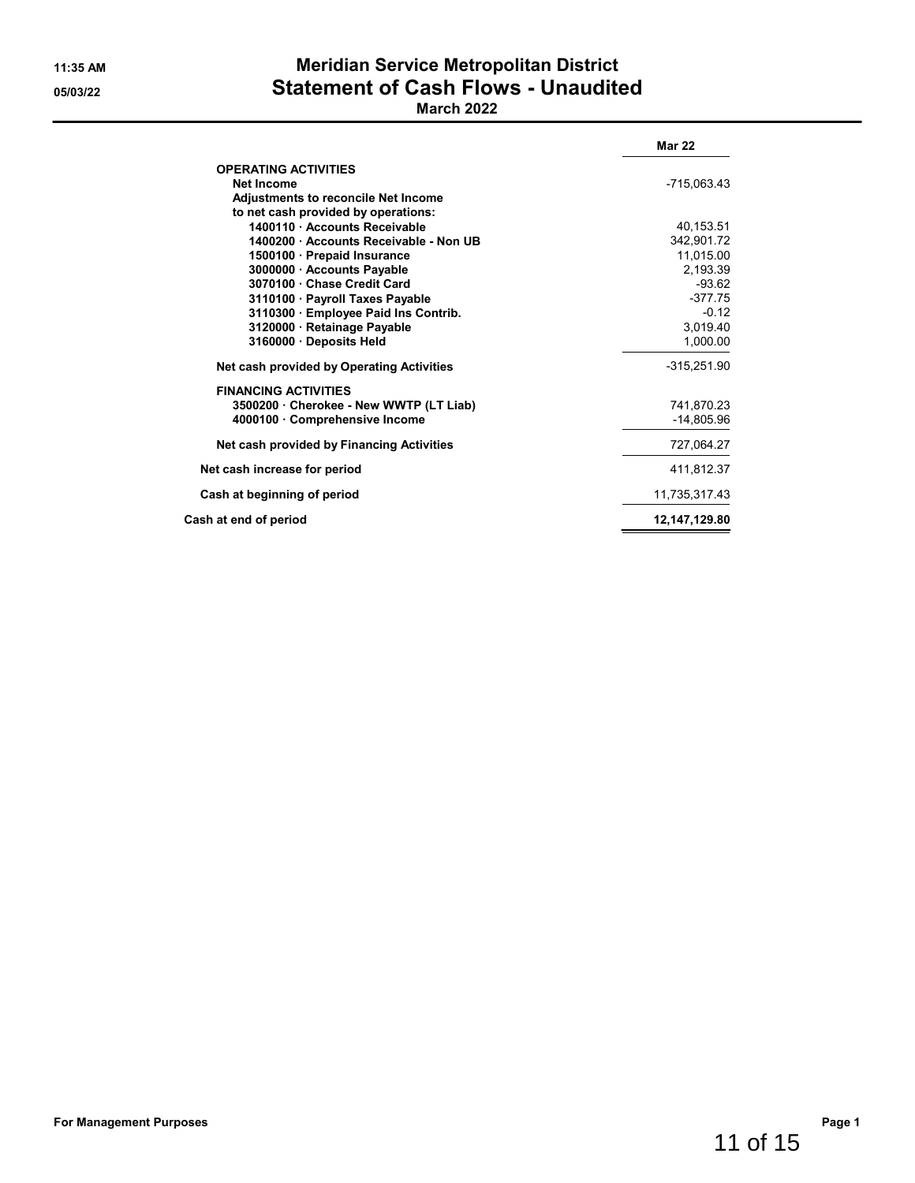# Meridian Service Metropolitan District

## Statement of Cash Flows - Unaudited

### March 2022

11:35 AM
05/03/22

| | Mar 22 |
|---|---|
| **OPERATING ACTIVITIES** | |
| **Net Income** | -715,063.43 |
| **Adjustments to reconcile Net Income** | |
| **to net cash provided by operations:** | |
| **1400110 · Accounts Receivable** | 40,153.51 |
| **1400200 · Accounts Receivable - Non UB** | 342,901.72 |
| **1500100 · Prepaid Insurance** | 11,015.00 |
| **3000000 · Accounts Payable** | 2,193.39 |
| **3070100 · Chase Credit Card** | -93.62 |
| **3110100 · Payroll Taxes Payable** | -377.75 |
| **3110300 · Employee Paid Ins Contrib.** | -0.12 |
| **3120000 · Retainage Payable** | 3,019.40 |
| **3160000 · Deposits Held** | 1,000.00 |
| **Net cash provided by Operating Activities** | -315,251.90 |
| **FINANCING ACTIVITIES** | |
| **3500200 · Cherokee - New WWTP (LT Liab)** | 741,870.23 |
| **4000100 · Comprehensive Income** | -14,805.96 |
| **Net cash provided by Financing Activities** | 727,064.27 |
| **Net cash increase for period** | 411,812.37 |
| **Cash at beginning of period** | 11,735,317.43 |
| **Cash at end of period** | **12,147,129.80** |

**For Management Purposes**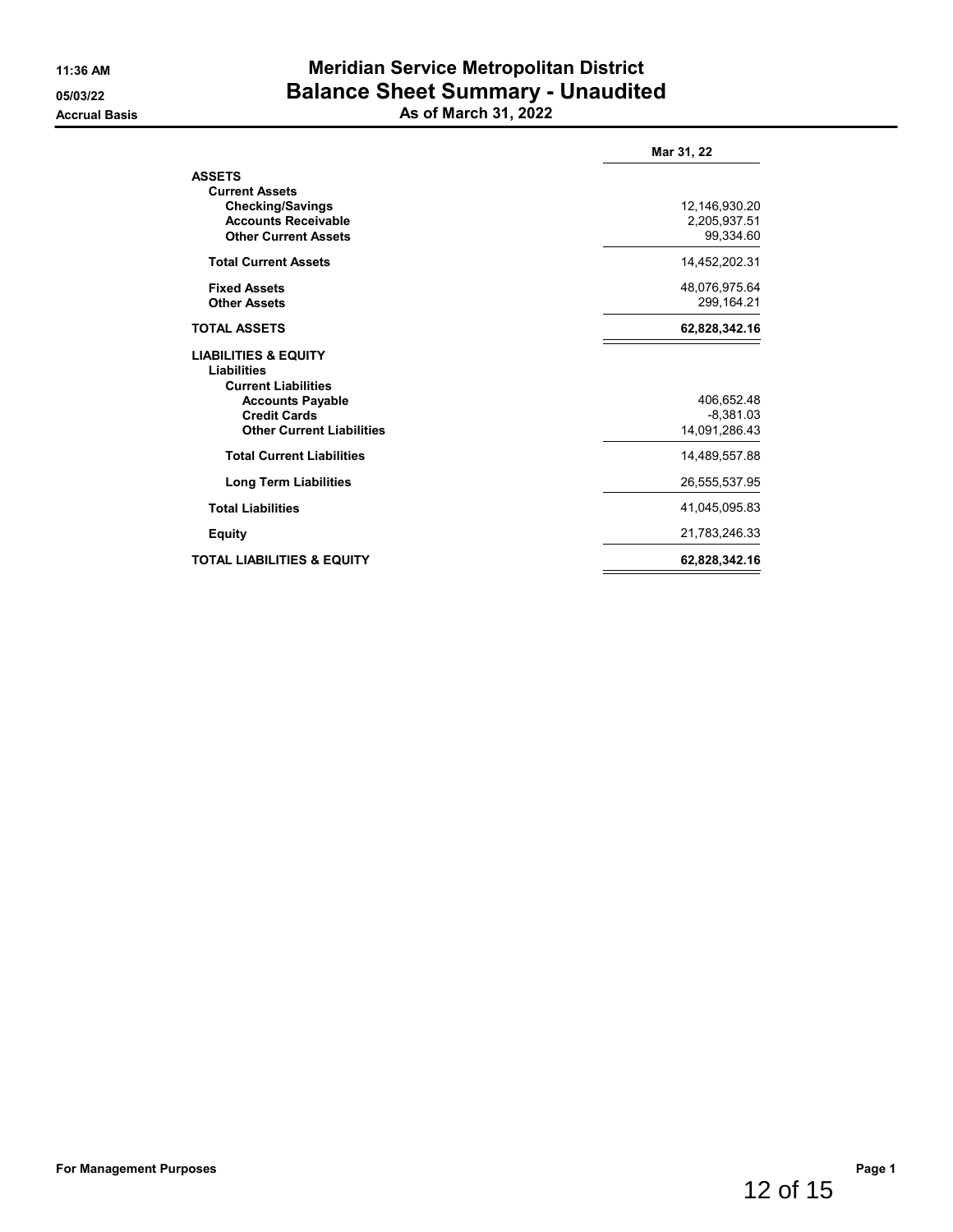11:36 AM
05/03/22
Accrual Basis

# Meridian Service Metropolitan District
## Balance Sheet Summary - Unaudited
### As of March 31, 2022

| | Mar 31, 22 |
|---|---|
| **ASSETS** | |
| **Current Assets** | |
| **Checking/Savings** | 12,146,930.20 |
| **Accounts Receivable** | 2,205,937.51 |
| **Other Current Assets** | 99,334.60 |
| **Total Current Assets** | 14,452,202.31 |
| **Fixed Assets** | 48,076,975.64 |
| **Other Assets** | 299,164.21 |
| **TOTAL ASSETS** | **62,828,342.16** |
| **LIABILITIES & EQUITY** | |
| **Liabilities** | |
| **Current Liabilities** | |
| **Accounts Payable** | 406,652.48 |
| **Credit Cards** | -8,381.03 |
| **Other Current Liabilities** | 14,091,286.43 |
| **Total Current Liabilities** | 14,489,557.88 |
| **Long Term Liabilities** | 26,555,537.95 |
| **Total Liabilities** | 41,045,095.83 |
| **Equity** | 21,783,246.33 |
| **TOTAL LIABILITIES & EQUITY** | **62,828,342.16** |

For Management Purposes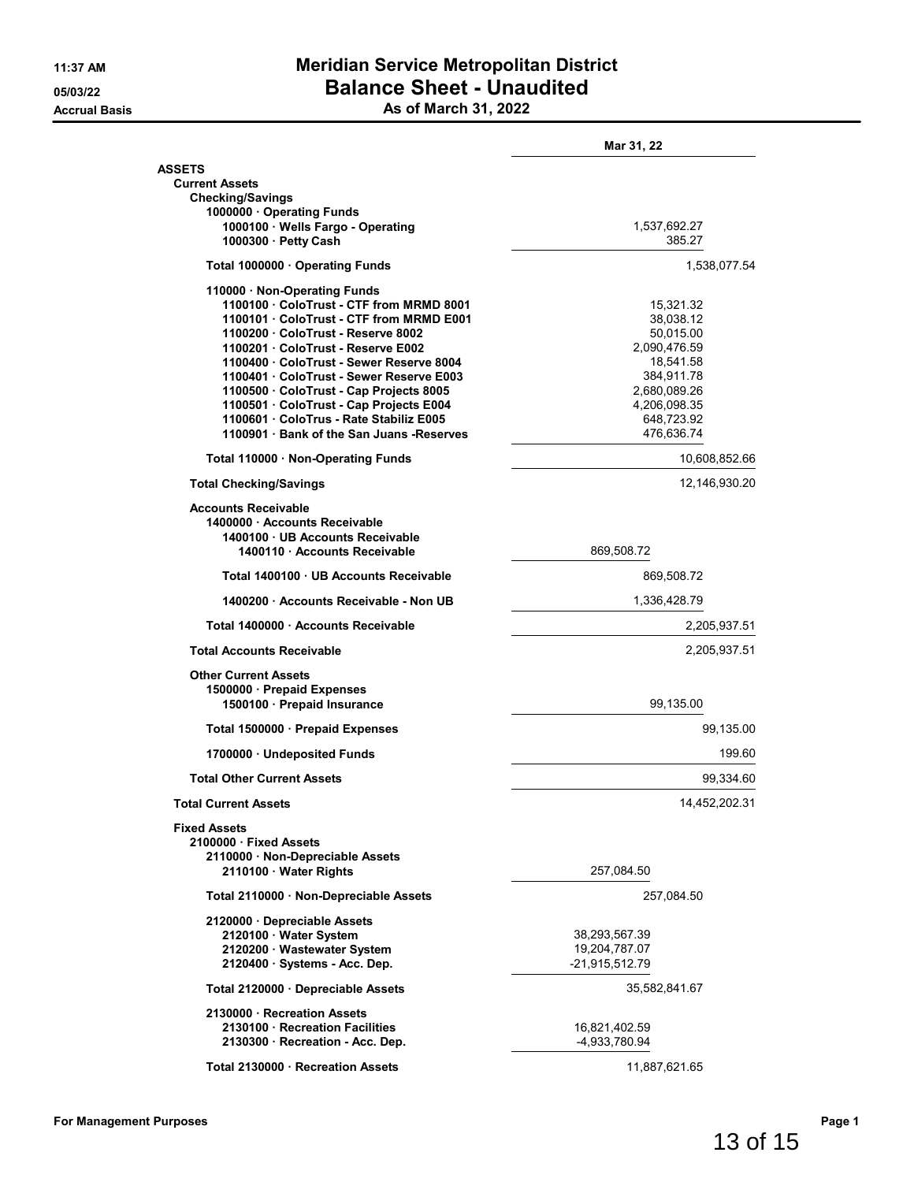**11:37 AM**
**05/03/22**
**Accrual Basis**

# Meridian Service Metropolitan District
## Balance Sheet - Unaudited
### As of March 31, 2022

| | | Mar 31, 22 |
|---|---|---|
| **ASSETS** | | |
| **Current Assets** | | |
| **Checking/Savings** | | |
| **1000000 · Operating Funds** | | |
| **1000100 · Wells Fargo - Operating** | 1,537,692.27 | |
| **1000300 · Petty Cash** | 385.27 | |
| **Total 1000000 · Operating Funds** | | 1,538,077.54 |
| **110000 · Non-Operating Funds** | | |
| **1100100 · ColoTrust - CTF from MRMD 8001** | 15,321.32 | |
| **1100101 · ColoTrust - CTF from MRMD E001** | 38,038.12 | |
| **1100200 · ColoTrust - Reserve 8002** | 50,015.00 | |
| **1100201 · ColoTrust - Reserve E002** | 2,090,476.59 | |
| **1100400 · ColoTrust - Sewer Reserve 8004** | 18,541.58 | |
| **1100401 · ColoTrust - Sewer Reserve E003** | 384,911.78 | |
| **1100500 · ColoTrust - Cap Projects 8005** | 2,680,089.26 | |
| **1100501 · ColoTrust - Cap Projects E004** | 4,206,098.35 | |
| **1100601 · ColoTrus - Rate Stabiliz E005** | 648,723.92 | |
| **1100901 · Bank of the San Juans -Reserves** | 476,636.74 | |
| **Total 110000 · Non-Operating Funds** | | 10,608,852.66 |
| **Total Checking/Savings** | | 12,146,930.20 |
| **Accounts Receivable** | | |
| **1400000 · Accounts Receivable** | | |
| **1400100 · UB Accounts Receivable** | | |
| **1400110 · Accounts Receivable** | 869,508.72 | |
| **Total 1400100 · UB Accounts Receivable** | 869,508.72 | |
| **1400200 · Accounts Receivable - Non UB** | 1,336,428.79 | |
| **Total 1400000 · Accounts Receivable** | | 2,205,937.51 |
| **Total Accounts Receivable** | | 2,205,937.51 |
| **Other Current Assets** | | |
| **1500000 · Prepaid Expenses** | | |
| **1500100 · Prepaid Insurance** | 99,135.00 | |
| **Total 1500000 · Prepaid Expenses** | | 99,135.00 |
| **1700000 · Undeposited Funds** | | 199.60 |
| **Total Other Current Assets** | | 99,334.60 |
| **Total Current Assets** | | 14,452,202.31 |
| **Fixed Assets** | | |
| **2100000 · Fixed Assets** | | |
| **2110000 · Non-Depreciable Assets** | | |
| **2110100 · Water Rights** | 257,084.50 | |
| **Total 2110000 · Non-Depreciable Assets** | 257,084.50 | |
| **2120000 · Depreciable Assets** | | |
| **2120100 · Water System** | 38,293,567.39 | |
| **2120200 · Wastewater System** | 19,204,787.07 | |
| **2120400 · Systems - Acc. Dep.** | -21,915,512.79 | |
| **Total 2120000 · Depreciable Assets** | 35,582,841.67 | |
| **2130000 · Recreation Assets** | | |
| **2130100 · Recreation Facilities** | 16,821,402.59 | |
| **2130300 · Recreation - Acc. Dep.** | -4,933,780.94 | |
| **Total 2130000 · Recreation Assets** | 11,887,621.65 | |

**For Management Purposes**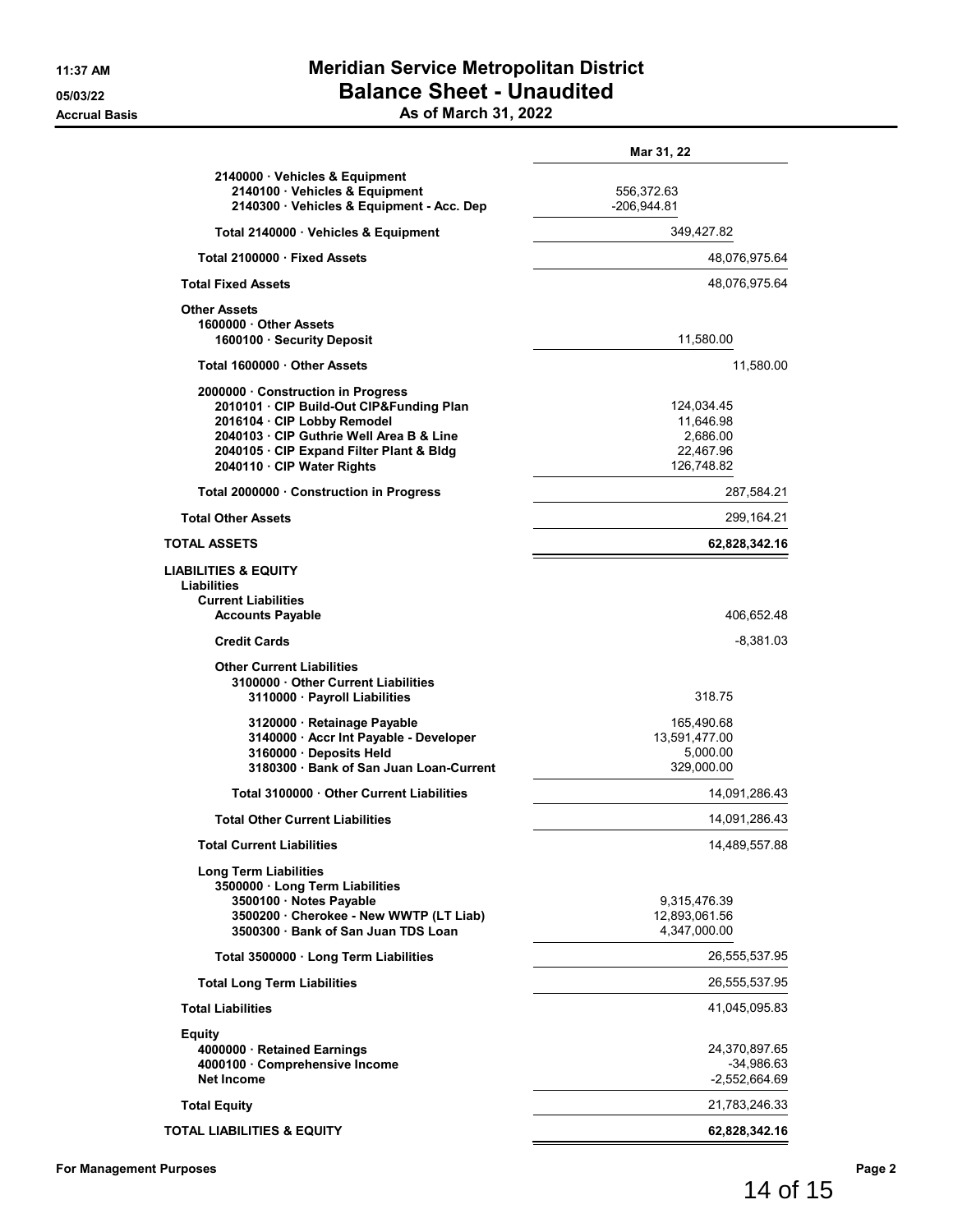# Meridian Service Metropolitan District
## Balance Sheet - Unaudited
### As of March 31, 2022

11:37 AM
05/03/22
Accrual Basis

| | Mar 31, 22 | |
|---|---|---|
| 2140000 · Vehicles & Equipment | | |
| 2140100 · Vehicles & Equipment | 556,372.63 | |
| 2140300 · Vehicles & Equipment - Acc. Dep | -206,944.81 | |
| Total 2140000 · Vehicles & Equipment | 349,427.82 | |
| Total 2100000 · Fixed Assets | | 48,076,975.64 |
| **Total Fixed Assets** | | 48,076,975.64 |
| **Other Assets** | | |
| 1600000 · Other Assets | | |
| 1600100 · Security Deposit | 11,580.00 | |
| Total 1600000 · Other Assets | | 11,580.00 |
| 2000000 · Construction in Progress | | |
| 2010101 · CIP Build-Out CIP&Funding Plan | 124,034.45 | |
| 2016104 · CIP Lobby Remodel | 11,646.98 | |
| 2040103 · CIP Guthrie Well Area B & Line | 2,686.00 | |
| 2040105 · CIP Expand Filter Plant & Bldg | 22,467.96 | |
| 2040110 · CIP Water Rights | 126,748.82 | |
| Total 2000000 · Construction in Progress | | 287,584.21 |
| **Total Other Assets** | | 299,164.21 |
| **TOTAL ASSETS** | | **62,828,342.16** |
| **LIABILITIES & EQUITY** | | |
| **Liabilities** | | |
| **Current Liabilities** | | |
| Accounts Payable | | 406,652.48 |
| Credit Cards | | -8,381.03 |
| Other Current Liabilities | | |
| 3100000 · Other Current Liabilities | | |
| 3110000 · Payroll Liabilities | 318.75 | |
| 3120000 · Retainage Payable | 165,490.68 | |
| 3140000 · Accr Int Payable - Developer | 13,591,477.00 | |
| 3160000 · Deposits Held | 5,000.00 | |
| 3180300 · Bank of San Juan Loan-Current | 329,000.00 | |
| Total 3100000 · Other Current Liabilities | | 14,091,286.43 |
| Total Other Current Liabilities | | 14,091,286.43 |
| **Total Current Liabilities** | | 14,489,557.88 |
| **Long Term Liabilities** | | |
| 3500000 · Long Term Liabilities | | |
| 3500100 · Notes Payable | 9,315,476.39 | |
| 3500200 · Cherokee - New WWTP (LT Liab) | 12,893,061.56 | |
| 3500300 · Bank of San Juan TDS Loan | 4,347,000.00 | |
| Total 3500000 · Long Term Liabilities | | 26,555,537.95 |
| **Total Long Term Liabilities** | | 26,555,537.95 |
| **Total Liabilities** | | 41,045,095.83 |
| **Equity** | | |
| 4000000 · Retained Earnings | | 24,370,897.65 |
| 4000100 · Comprehensive Income | | -34,986.63 |
| Net Income | | -2,552,664.69 |
| **Total Equity** | | 21,783,246.33 |
| **TOTAL LIABILITIES & EQUITY** | | **62,828,342.16** |

For Management Purposes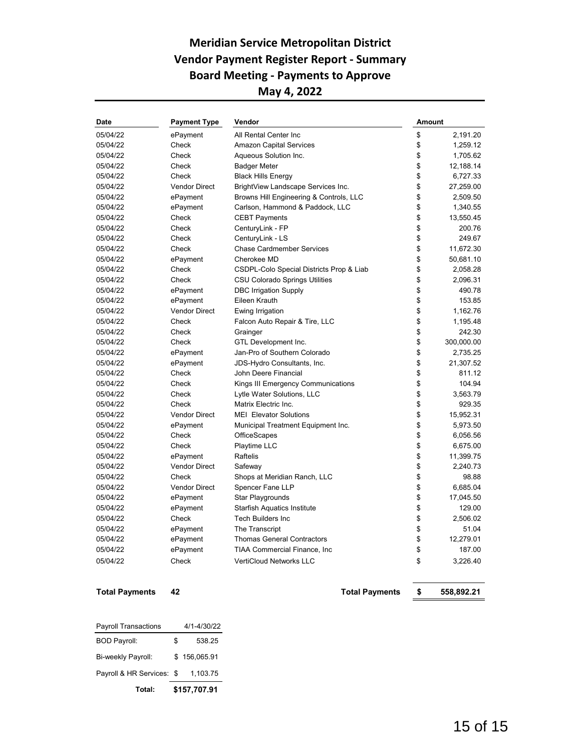# Meridian Service Metropolitan District
## Vendor Payment Register Report - Summary
## Board Meeting - Payments to Approve
## May 4, 2022

| Date | Payment Type | Vendor | Amount |
|---|---|---|---|
| 05/04/22 | ePayment | All Rental Center Inc | $ 2,191.20 |
| 05/04/22 | Check | Amazon Capital Services | $ 1,259.12 |
| 05/04/22 | Check | Aqueous Solution Inc. | $ 1,705.62 |
| 05/04/22 | Check | Badger Meter | $ 12,188.14 |
| 05/04/22 | Check | Black Hills Energy | $ 6,727.33 |
| 05/04/22 | Vendor Direct | BrightView Landscape Services Inc. | $ 27,259.00 |
| 05/04/22 | ePayment | Browns Hill Engineering & Controls, LLC | $ 2,509.50 |
| 05/04/22 | ePayment | Carlson, Hammond & Paddock, LLC | $ 1,340.55 |
| 05/04/22 | Check | CEBT Payments | $ 13,550.45 |
| 05/04/22 | Check | CenturyLink - FP | $ 200.76 |
| 05/04/22 | Check | CenturyLink - LS | $ 249.67 |
| 05/04/22 | Check | Chase Cardmember Services | $ 11,672.30 |
| 05/04/22 | ePayment | Cherokee MD | $ 50,681.10 |
| 05/04/22 | Check | CSDPL-Colo Special Districts Prop & Liab | $ 2,058.28 |
| 05/04/22 | Check | CSU Colorado Springs Utilities | $ 2,096.31 |
| 05/04/22 | ePayment | DBC Irrigation Supply | $ 490.78 |
| 05/04/22 | ePayment | Eileen Krauth | $ 153.85 |
| 05/04/22 | Vendor Direct | Ewing Irrigation | $ 1,162.76 |
| 05/04/22 | Check | Falcon Auto Repair & Tire, LLC | $ 1,195.48 |
| 05/04/22 | Check | Grainger | $ 242.30 |
| 05/04/22 | Check | GTL Development Inc. | $ 300,000.00 |
| 05/04/22 | ePayment | Jan-Pro of Southern Colorado | $ 2,735.25 |
| 05/04/22 | ePayment | JDS-Hydro Consultants, Inc. | $ 21,307.52 |
| 05/04/22 | Check | John Deere Financial | $ 811.12 |
| 05/04/22 | Check | Kings III Emergency Communications | $ 104.94 |
| 05/04/22 | Check | Lytle Water Solutions, LLC | $ 3,563.79 |
| 05/04/22 | Check | Matrix Electric Inc. | $ 929.35 |
| 05/04/22 | Vendor Direct | MEI Elevator Solutions | $ 15,952.31 |
| 05/04/22 | ePayment | Municipal Treatment Equipment Inc. | $ 5,973.50 |
| 05/04/22 | Check | OfficeScapes | $ 6,056.56 |
| 05/04/22 | Check | Playtime LLC | $ 6,675.00 |
| 05/04/22 | ePayment | Raftelis | $ 11,399.75 |
| 05/04/22 | Vendor Direct | Safeway | $ 2,240.73 |
| 05/04/22 | Check | Shops at Meridian Ranch, LLC | $ 98.88 |
| 05/04/22 | Vendor Direct | Spencer Fane LLP | $ 6,685.04 |
| 05/04/22 | ePayment | Star Playgrounds | $ 17,045.50 |
| 05/04/22 | ePayment | Starfish Aquatics Institute | $ 129.00 |
| 05/04/22 | Check | Tech Builders Inc | $ 2,506.02 |
| 05/04/22 | ePayment | The Transcript | $ 51.04 |
| 05/04/22 | ePayment | Thomas General Contractors | $ 12,279.01 |
| 05/04/22 | ePayment | TIAA Commercial Finance, Inc | $ 187.00 |
| 05/04/22 | Check | VertiCloud Networks LLC | $ 3,226.40 |
| **Total Payments** | **42** | **Total Payments** | **$ 558,892.21** |

| Payroll Transactions | 4/1-4/30/22 |
|---|---|
| BOD Payroll: | $ 538.25 |
| Bi-weekly Payroll: | $ 156,065.91 |
| Payroll & HR Services: | $ 1,103.75 |
| **Total:** | **$157,707.91** |